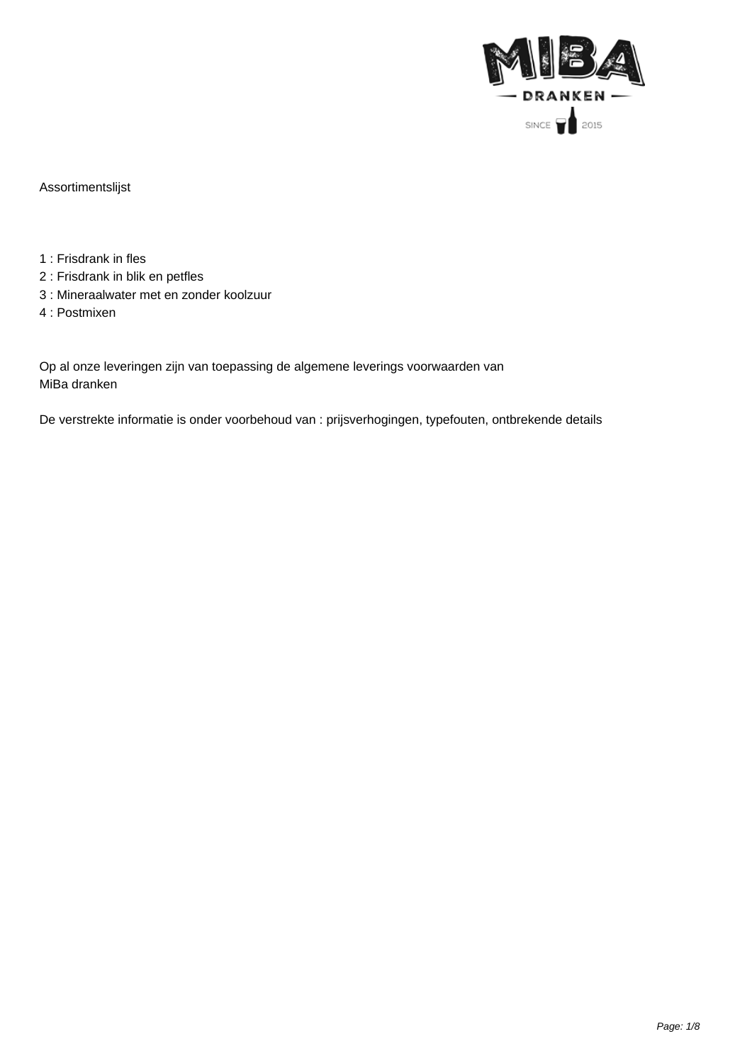Assortimentslijst

1 : Frisdrank in fles
2 : Frisdrank in blik en petfles
3 : Mineraalwater met en zonder koolzuur
4 : Postmixen

Op al onze leveringen zijn van toepassing de algemene leverings voorwaarden van
MiBa dranken

De verstrekte informatie is onder voorbehoud van : prijsverhogingen, typefouten, ontbrekende details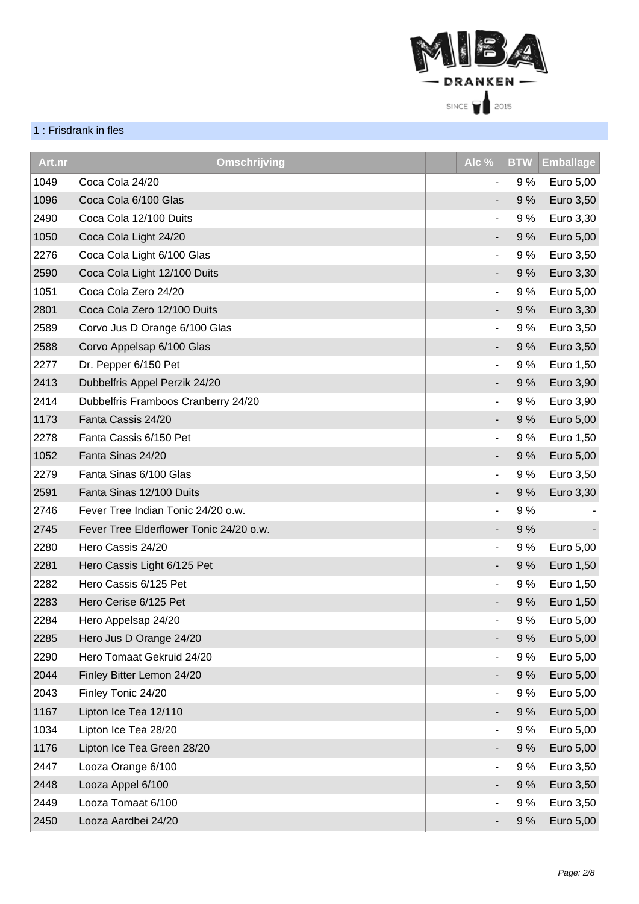## 1 : Frisdrank in fles

| Art.nr | Omschrijving | Alc % | BTW | Emballage |
|---|---|---|---|---|
| 1049 | Coca Cola 24/20 | - | 9 % | Euro 5,00 |
| 1096 | Coca Cola 6/100 Glas | - | 9 % | Euro 3,50 |
| 2490 | Coca Cola 12/100 Duits | - | 9 % | Euro 3,30 |
| 1050 | Coca Cola Light 24/20 | - | 9 % | Euro 5,00 |
| 2276 | Coca Cola Light 6/100 Glas | - | 9 % | Euro 3,50 |
| 2590 | Coca Cola Light 12/100 Duits | - | 9 % | Euro 3,30 |
| 1051 | Coca Cola Zero 24/20 | - | 9 % | Euro 5,00 |
| 2801 | Coca Cola Zero 12/100 Duits | - | 9 % | Euro 3,30 |
| 2589 | Corvo Jus D Orange 6/100 Glas | - | 9 % | Euro 3,50 |
| 2588 | Corvo Appelsap 6/100 Glas | - | 9 % | Euro 3,50 |
| 2277 | Dr. Pepper 6/150 Pet | - | 9 % | Euro 1,50 |
| 2413 | Dubbelfris Appel Perzik 24/20 | - | 9 % | Euro 3,90 |
| 2414 | Dubbelfris Framboos Cranberry 24/20 | - | 9 % | Euro 3,90 |
| 1173 | Fanta Cassis 24/20 | - | 9 % | Euro 5,00 |
| 2278 | Fanta Cassis 6/150 Pet | - | 9 % | Euro 1,50 |
| 1052 | Fanta Sinas 24/20 | - | 9 % | Euro 5,00 |
| 2279 | Fanta Sinas 6/100 Glas | - | 9 % | Euro 3,50 |
| 2591 | Fanta Sinas 12/100 Duits | - | 9 % | Euro 3,30 |
| 2746 | Fever Tree Indian Tonic 24/20 o.w. | - | 9 % | - |
| 2745 | Fever Tree Elderflower Tonic 24/20 o.w. | - | 9 % | - |
| 2280 | Hero Cassis 24/20 | - | 9 % | Euro 5,00 |
| 2281 | Hero Cassis Light 6/125 Pet | - | 9 % | Euro 1,50 |
| 2282 | Hero Cassis 6/125 Pet | - | 9 % | Euro 1,50 |
| 2283 | Hero Cerise 6/125 Pet | - | 9 % | Euro 1,50 |
| 2284 | Hero Appelsap 24/20 | - | 9 % | Euro 5,00 |
| 2285 | Hero Jus D Orange 24/20 | - | 9 % | Euro 5,00 |
| 2290 | Hero Tomaat Gekruid 24/20 | - | 9 % | Euro 5,00 |
| 2044 | Finley Bitter Lemon 24/20 | - | 9 % | Euro 5,00 |
| 2043 | Finley Tonic 24/20 | - | 9 % | Euro 5,00 |
| 1167 | Lipton Ice Tea 12/110 | - | 9 % | Euro 5,00 |
| 1034 | Lipton Ice Tea 28/20 | - | 9 % | Euro 5,00 |
| 1176 | Lipton Ice Tea Green 28/20 | - | 9 % | Euro 5,00 |
| 2447 | Looza Orange 6/100 | - | 9 % | Euro 3,50 |
| 2448 | Looza Appel 6/100 | - | 9 % | Euro 3,50 |
| 2449 | Looza Tomaat 6/100 | - | 9 % | Euro 3,50 |
| 2450 | Looza Aardbei 24/20 | - | 9 % | Euro 5,00 |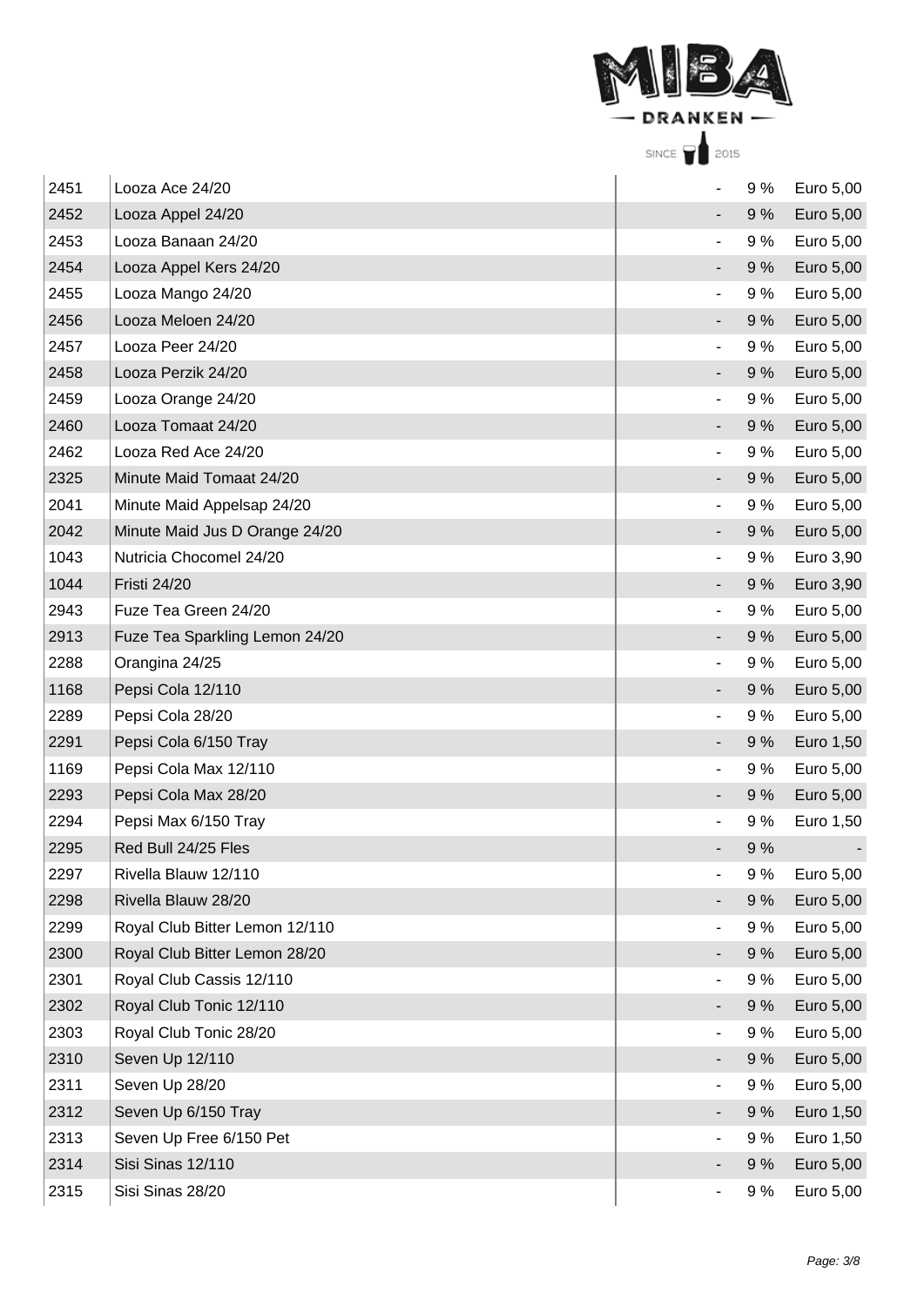| | | | | |
|---|---|---|---|---|
| 2451 | Looza Ace 24/20 | - | 9 % | Euro 5,00 |
| 2452 | Looza Appel 24/20 | - | 9 % | Euro 5,00 |
| 2453 | Looza Banaan 24/20 | - | 9 % | Euro 5,00 |
| 2454 | Looza Appel Kers 24/20 | - | 9 % | Euro 5,00 |
| 2455 | Looza Mango 24/20 | - | 9 % | Euro 5,00 |
| 2456 | Looza Meloen 24/20 | - | 9 % | Euro 5,00 |
| 2457 | Looza Peer 24/20 | - | 9 % | Euro 5,00 |
| 2458 | Looza Perzik 24/20 | - | 9 % | Euro 5,00 |
| 2459 | Looza Orange 24/20 | - | 9 % | Euro 5,00 |
| 2460 | Looza Tomaat 24/20 | - | 9 % | Euro 5,00 |
| 2462 | Looza Red Ace 24/20 | - | 9 % | Euro 5,00 |
| 2325 | Minute Maid Tomaat 24/20 | - | 9 % | Euro 5,00 |
| 2041 | Minute Maid Appelsap 24/20 | - | 9 % | Euro 5,00 |
| 2042 | Minute Maid Jus D Orange 24/20 | - | 9 % | Euro 5,00 |
| 1043 | Nutricia Chocomel 24/20 | - | 9 % | Euro 3,90 |
| 1044 | Fristi 24/20 | - | 9 % | Euro 3,90 |
| 2943 | Fuze Tea Green 24/20 | - | 9 % | Euro 5,00 |
| 2913 | Fuze Tea Sparkling Lemon 24/20 | - | 9 % | Euro 5,00 |
| 2288 | Orangina 24/25 | - | 9 % | Euro 5,00 |
| 1168 | Pepsi Cola 12/110 | - | 9 % | Euro 5,00 |
| 2289 | Pepsi Cola 28/20 | - | 9 % | Euro 5,00 |
| 2291 | Pepsi Cola 6/150 Tray | - | 9 % | Euro 1,50 |
| 1169 | Pepsi Cola Max 12/110 | - | 9 % | Euro 5,00 |
| 2293 | Pepsi Cola Max 28/20 | - | 9 % | Euro 5,00 |
| 2294 | Pepsi Max 6/150 Tray | - | 9 % | Euro 1,50 |
| 2295 | Red Bull 24/25 Fles | - | 9 % | - |
| 2297 | Rivella Blauw 12/110 | - | 9 % | Euro 5,00 |
| 2298 | Rivella Blauw 28/20 | - | 9 % | Euro 5,00 |
| 2299 | Royal Club Bitter Lemon 12/110 | - | 9 % | Euro 5,00 |
| 2300 | Royal Club Bitter Lemon 28/20 | - | 9 % | Euro 5,00 |
| 2301 | Royal Club Cassis 12/110 | - | 9 % | Euro 5,00 |
| 2302 | Royal Club Tonic 12/110 | - | 9 % | Euro 5,00 |
| 2303 | Royal Club Tonic 28/20 | - | 9 % | Euro 5,00 |
| 2310 | Seven Up 12/110 | - | 9 % | Euro 5,00 |
| 2311 | Seven Up 28/20 | - | 9 % | Euro 5,00 |
| 2312 | Seven Up 6/150 Tray | - | 9 % | Euro 1,50 |
| 2313 | Seven Up Free 6/150 Pet | - | 9 % | Euro 1,50 |
| 2314 | Sisi Sinas 12/110 | - | 9 % | Euro 5,00 |
| 2315 | Sisi Sinas 28/20 | - | 9 % | Euro 5,00 |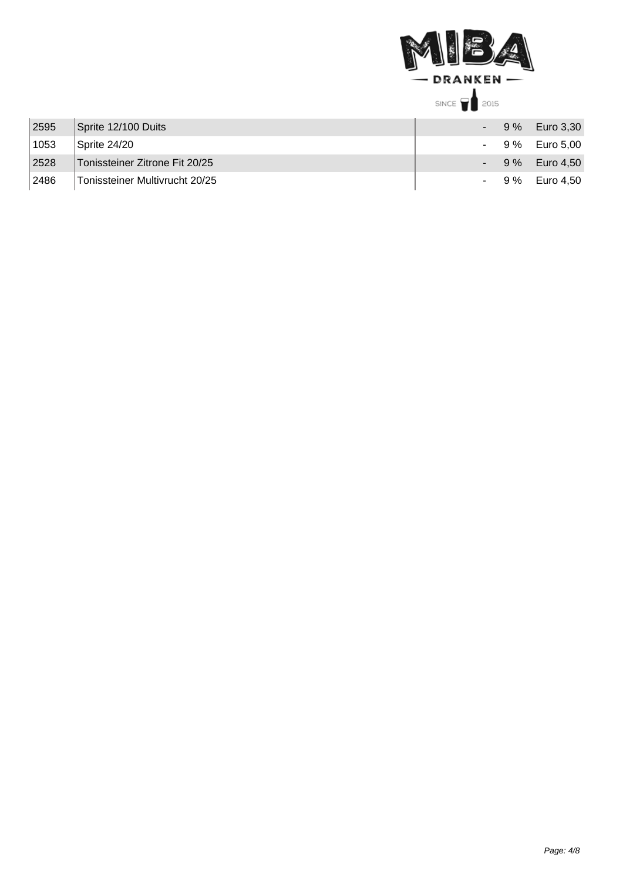| | | | | |
|---|---|---|---|---|
| 2595 | Sprite 12/100 Duits | - | 9 % | Euro 3,30 |
| 1053 | Sprite 24/20 | - | 9 % | Euro 5,00 |
| 2528 | Tonissteiner Zitrone Fit 20/25 | - | 9 % | Euro 4,50 |
| 2486 | Tonissteiner Multivrucht 20/25 | - | 9 % | Euro 4,50 |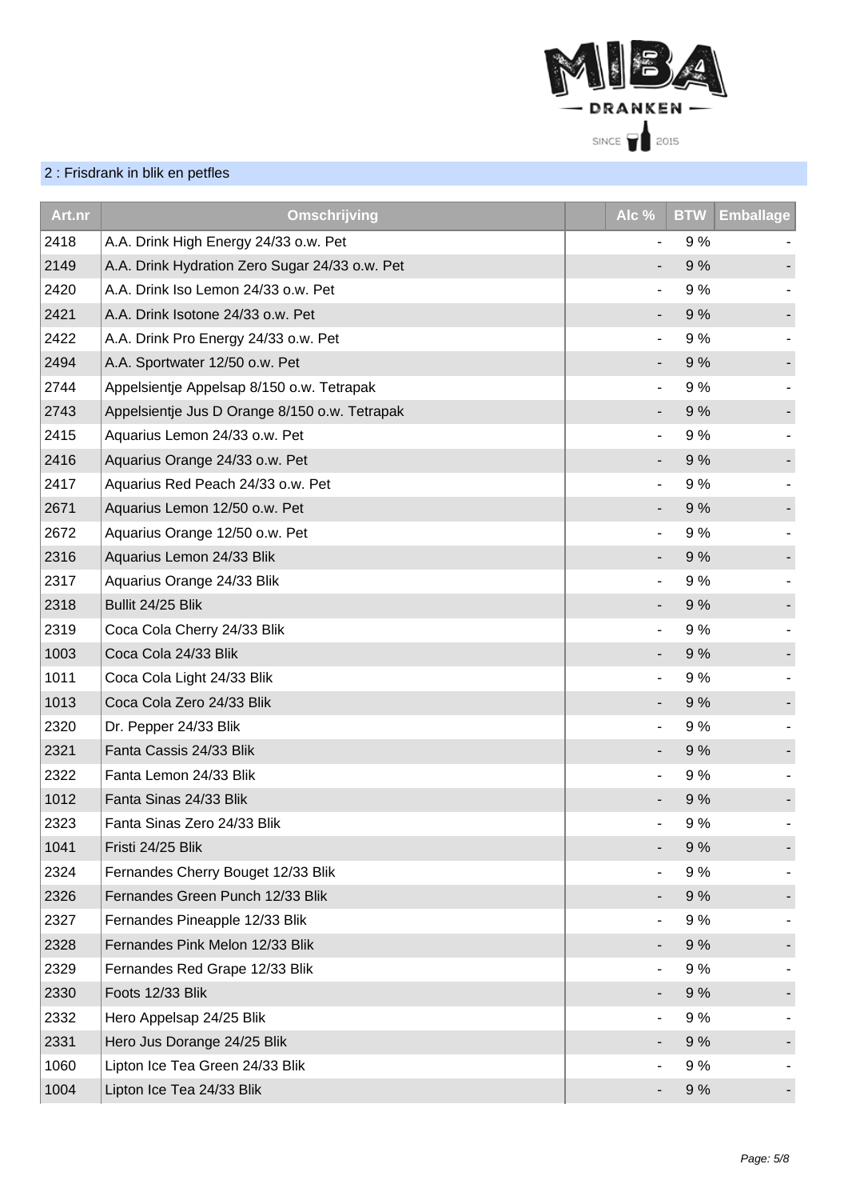## 2 : Frisdrank in blik en petfles

| Art.nr | Omschrijving | Alc % | BTW | Emballage |
|---|---|---|---|---|
| 2418 | A.A. Drink High Energy 24/33 o.w. Pet | - | 9 % | - |
| 2149 | A.A. Drink Hydration Zero Sugar 24/33 o.w. Pet | - | 9 % | - |
| 2420 | A.A. Drink Iso Lemon 24/33 o.w. Pet | - | 9 % | - |
| 2421 | A.A. Drink Isotone 24/33 o.w. Pet | - | 9 % | - |
| 2422 | A.A. Drink Pro Energy 24/33 o.w. Pet | - | 9 % | - |
| 2494 | A.A. Sportwater 12/50 o.w. Pet | - | 9 % | - |
| 2744 | Appelsientje Appelsap 8/150 o.w. Tetrapak | - | 9 % | - |
| 2743 | Appelsientje Jus D Orange 8/150 o.w. Tetrapak | - | 9 % | - |
| 2415 | Aquarius Lemon 24/33 o.w. Pet | - | 9 % | - |
| 2416 | Aquarius Orange 24/33 o.w. Pet | - | 9 % | - |
| 2417 | Aquarius Red Peach 24/33 o.w. Pet | - | 9 % | - |
| 2671 | Aquarius Lemon 12/50 o.w. Pet | - | 9 % | - |
| 2672 | Aquarius Orange 12/50 o.w. Pet | - | 9 % | - |
| 2316 | Aquarius Lemon 24/33 Blik | - | 9 % | - |
| 2317 | Aquarius Orange 24/33 Blik | - | 9 % | - |
| 2318 | Bullit 24/25 Blik | - | 9 % | - |
| 2319 | Coca Cola Cherry 24/33 Blik | - | 9 % | - |
| 1003 | Coca Cola 24/33 Blik | - | 9 % | - |
| 1011 | Coca Cola Light 24/33 Blik | - | 9 % | - |
| 1013 | Coca Cola Zero 24/33 Blik | - | 9 % | - |
| 2320 | Dr. Pepper 24/33 Blik | - | 9 % | - |
| 2321 | Fanta Cassis 24/33 Blik | - | 9 % | - |
| 2322 | Fanta Lemon 24/33 Blik | - | 9 % | - |
| 1012 | Fanta Sinas 24/33 Blik | - | 9 % | - |
| 2323 | Fanta Sinas Zero 24/33 Blik | - | 9 % | - |
| 1041 | Fristi 24/25 Blik | - | 9 % | - |
| 2324 | Fernandes Cherry Bouget 12/33 Blik | - | 9 % | - |
| 2326 | Fernandes Green Punch 12/33 Blik | - | 9 % | - |
| 2327 | Fernandes Pineapple 12/33 Blik | - | 9 % | - |
| 2328 | Fernandes Pink Melon 12/33 Blik | - | 9 % | - |
| 2329 | Fernandes Red Grape 12/33 Blik | - | 9 % | - |
| 2330 | Foots 12/33 Blik | - | 9 % | - |
| 2332 | Hero Appelsap 24/25 Blik | - | 9 % | - |
| 2331 | Hero Jus Dorange 24/25 Blik | - | 9 % | - |
| 1060 | Lipton Ice Tea Green 24/33 Blik | - | 9 % | - |
| 1004 | Lipton Ice Tea 24/33 Blik | - | 9 % | - |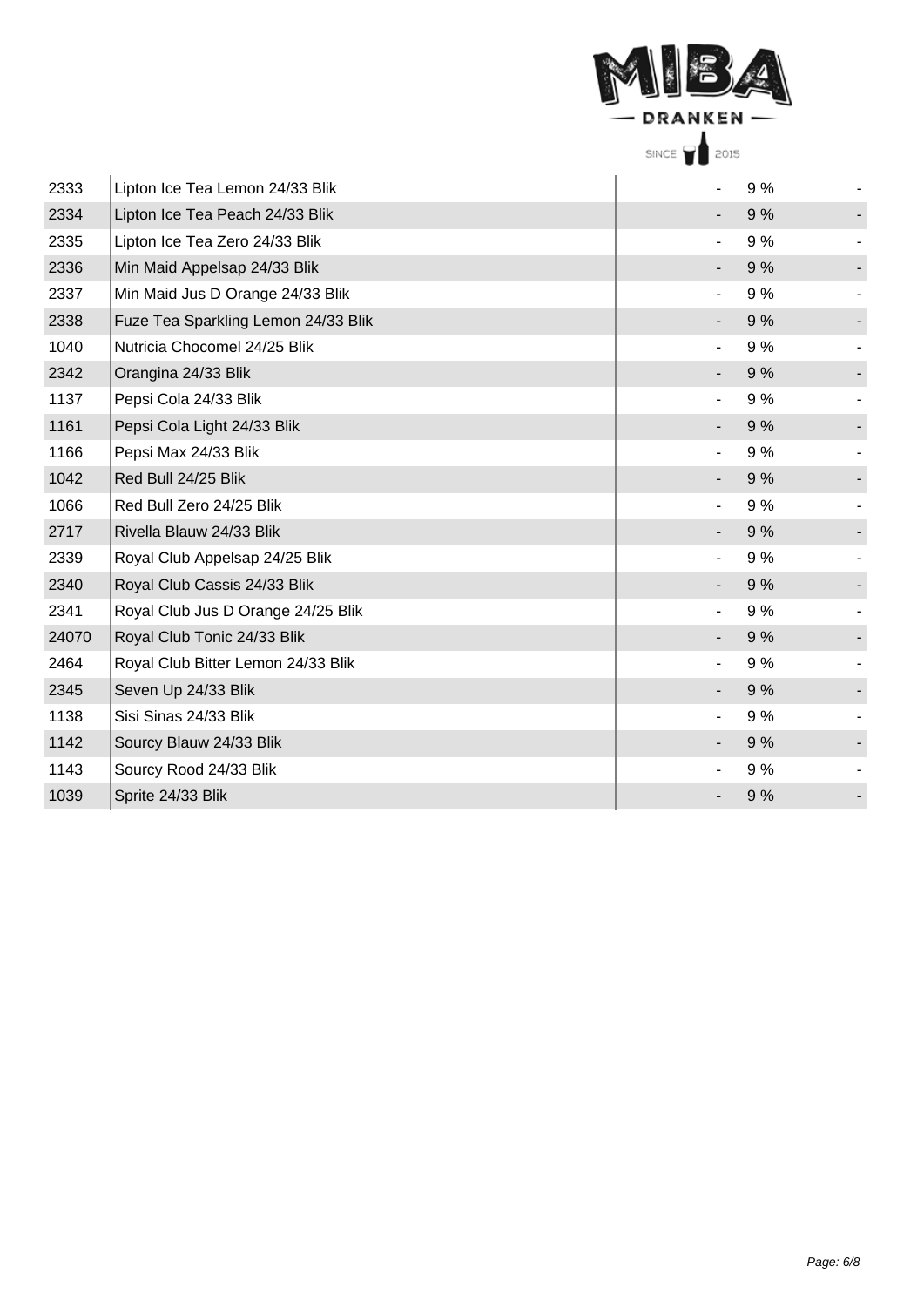| | | | | |
|---|---|---|---|---|
| 2333 | Lipton Ice Tea Lemon 24/33 Blik | - | 9 % | - |
| 2334 | Lipton Ice Tea Peach 24/33 Blik | - | 9 % | - |
| 2335 | Lipton Ice Tea Zero 24/33 Blik | - | 9 % | - |
| 2336 | Min Maid Appelsap 24/33 Blik | - | 9 % | - |
| 2337 | Min Maid Jus D Orange 24/33 Blik | - | 9 % | - |
| 2338 | Fuze Tea Sparkling Lemon 24/33 Blik | - | 9 % | - |
| 1040 | Nutricia Chocomel 24/25 Blik | - | 9 % | - |
| 2342 | Orangina 24/33 Blik | - | 9 % | - |
| 1137 | Pepsi Cola 24/33 Blik | - | 9 % | - |
| 1161 | Pepsi Cola Light 24/33 Blik | - | 9 % | - |
| 1166 | Pepsi Max 24/33 Blik | - | 9 % | - |
| 1042 | Red Bull 24/25 Blik | - | 9 % | - |
| 1066 | Red Bull Zero 24/25 Blik | - | 9 % | - |
| 2717 | Rivella Blauw 24/33 Blik | - | 9 % | - |
| 2339 | Royal Club Appelsap 24/25 Blik | - | 9 % | - |
| 2340 | Royal Club Cassis 24/33 Blik | - | 9 % | - |
| 2341 | Royal Club Jus D Orange 24/25 Blik | - | 9 % | - |
| 24070 | Royal Club Tonic 24/33 Blik | - | 9 % | - |
| 2464 | Royal Club Bitter Lemon 24/33 Blik | - | 9 % | - |
| 2345 | Seven Up 24/33 Blik | - | 9 % | - |
| 1138 | Sisi Sinas 24/33 Blik | - | 9 % | - |
| 1142 | Sourcy Blauw 24/33 Blik | - | 9 % | - |
| 1143 | Sourcy Rood 24/33 Blik | - | 9 % | - |
| 1039 | Sprite 24/33 Blik | - | 9 % | - |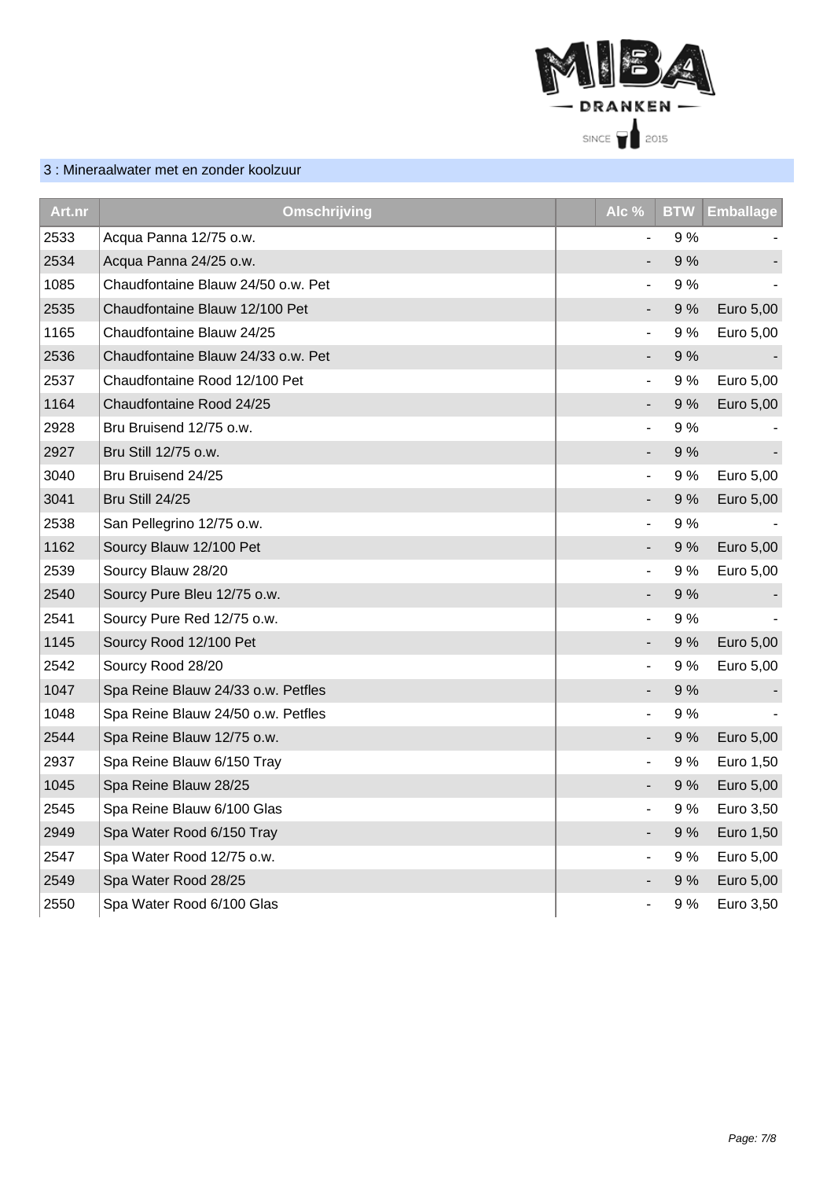## 3 : Mineraalwater met en zonder koolzuur

| Art.nr | Omschrijving | Alc % | BTW | Emballage |
|---|---|---|---|---|
| 2533 | Acqua Panna 12/75 o.w. | - | 9 % | - |
| 2534 | Acqua Panna 24/25 o.w. | - | 9 % | - |
| 1085 | Chaudfontaine Blauw 24/50 o.w. Pet | - | 9 % | - |
| 2535 | Chaudfontaine Blauw 12/100 Pet | - | 9 % | Euro 5,00 |
| 1165 | Chaudfontaine Blauw 24/25 | - | 9 % | Euro 5,00 |
| 2536 | Chaudfontaine Blauw 24/33 o.w. Pet | - | 9 % | - |
| 2537 | Chaudfontaine Rood 12/100 Pet | - | 9 % | Euro 5,00 |
| 1164 | Chaudfontaine Rood 24/25 | - | 9 % | Euro 5,00 |
| 2928 | Bru Bruisend 12/75 o.w. | - | 9 % | - |
| 2927 | Bru Still 12/75 o.w. | - | 9 % | - |
| 3040 | Bru Bruisend 24/25 | - | 9 % | Euro 5,00 |
| 3041 | Bru Still 24/25 | - | 9 % | Euro 5,00 |
| 2538 | San Pellegrino 12/75 o.w. | - | 9 % | - |
| 1162 | Sourcy Blauw 12/100 Pet | - | 9 % | Euro 5,00 |
| 2539 | Sourcy Blauw 28/20 | - | 9 % | Euro 5,00 |
| 2540 | Sourcy Pure Bleu 12/75 o.w. | - | 9 % | - |
| 2541 | Sourcy Pure Red 12/75 o.w. | - | 9 % | - |
| 1145 | Sourcy Rood 12/100 Pet | - | 9 % | Euro 5,00 |
| 2542 | Sourcy Rood 28/20 | - | 9 % | Euro 5,00 |
| 1047 | Spa Reine Blauw 24/33 o.w. Petfles | - | 9 % | - |
| 1048 | Spa Reine Blauw 24/50 o.w. Petfles | - | 9 % | - |
| 2544 | Spa Reine Blauw 12/75 o.w. | - | 9 % | Euro 5,00 |
| 2937 | Spa Reine Blauw 6/150 Tray | - | 9 % | Euro 1,50 |
| 1045 | Spa Reine Blauw 28/25 | - | 9 % | Euro 5,00 |
| 2545 | Spa Reine Blauw 6/100 Glas | - | 9 % | Euro 3,50 |
| 2949 | Spa Water Rood 6/150 Tray | - | 9 % | Euro 1,50 |
| 2547 | Spa Water Rood 12/75 o.w. | - | 9 % | Euro 5,00 |
| 2549 | Spa Water Rood 28/25 | - | 9 % | Euro 5,00 |
| 2550 | Spa Water Rood 6/100 Glas | - | 9 % | Euro 3,50 |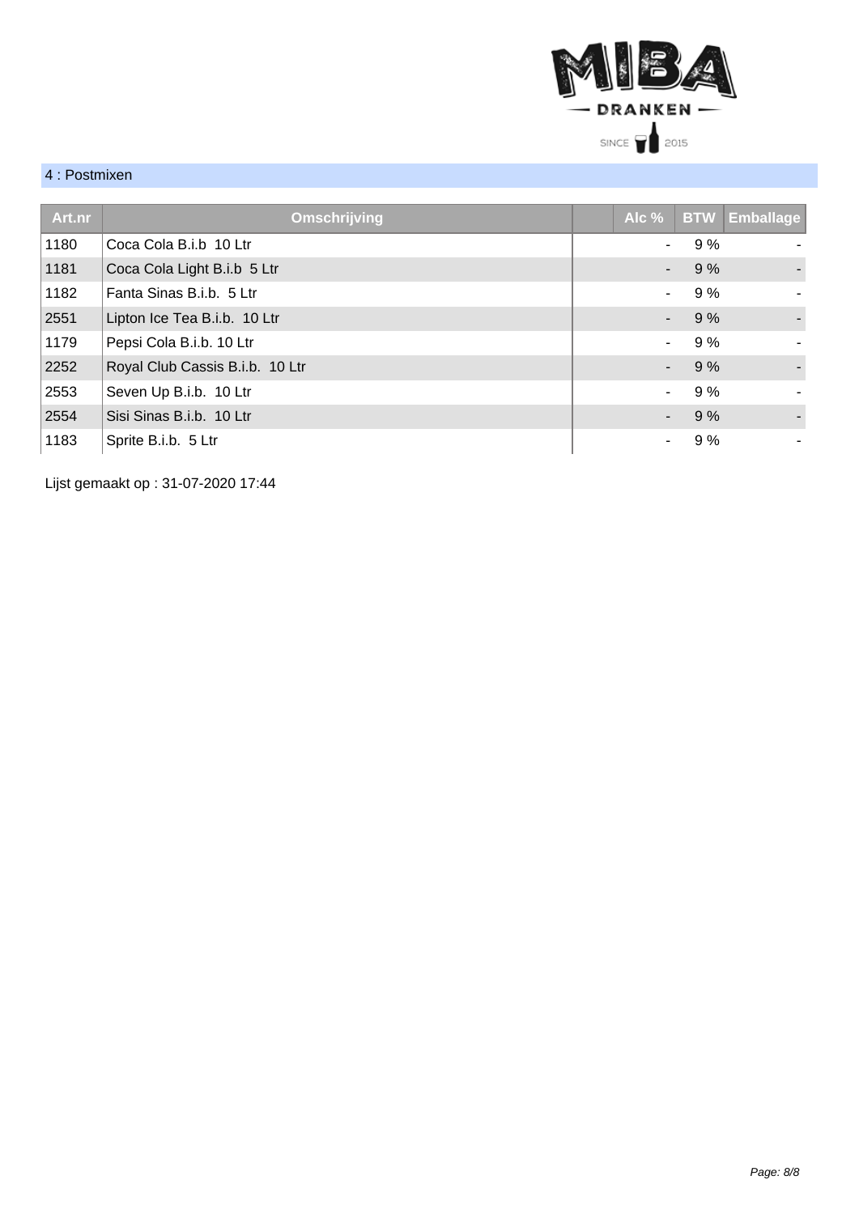4 : Postmixen

| Art.nr | Omschrijving | | Alc % | BTW | Emballage |
|---|---|---|---|---|---|
| 1180 | Coca Cola B.i.b 10 Ltr | | - | 9 % | - |
| 1181 | Coca Cola Light B.i.b 5 Ltr | | - | 9 % | - |
| 1182 | Fanta Sinas B.i.b. 5 Ltr | | - | 9 % | - |
| 2551 | Lipton Ice Tea B.i.b. 10 Ltr | | - | 9 % | - |
| 1179 | Pepsi Cola B.i.b. 10 Ltr | | - | 9 % | - |
| 2252 | Royal Club Cassis B.i.b. 10 Ltr | | - | 9 % | - |
| 2553 | Seven Up B.i.b. 10 Ltr | | - | 9 % | - |
| 2554 | Sisi Sinas B.i.b. 10 Ltr | | - | 9 % | - |
| 1183 | Sprite B.i.b. 5 Ltr | | - | 9 % | - |

Lijst gemaakt op : 31-07-2020 17:44